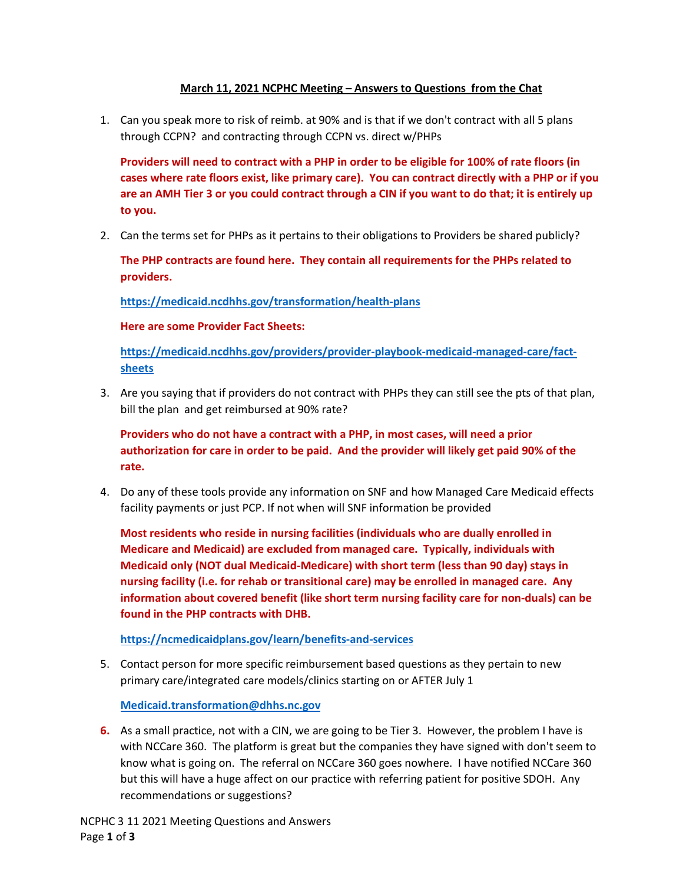## March 11, 2021 NCPHC Meeting – Answers to Questions from the Chat

1. Can you speak more to risk of reimb. at 90% and is that if we don't contract with all 5 plans through CCPN? and contracting through CCPN vs. direct w/PHPs

   **Providers will need to contract with a PHP in order to be eligible for 100% of rate floors (in cases where rate floors exist, like primary care). You can contract directly with a PHP or if you are an AMH Tier 3 or you could contract through a CIN if you want to do that; it is entirely up to you.**

2. Can the terms set for PHPs as it pertains to their obligations to Providers be shared publicly?

   **The PHP contracts are found here. They contain all requirements for the PHPs related to providers.**

   **https://medicaid.ncdhhs.gov/transformation/health-plans**

   **Here are some Provider Fact Sheets:**

   **https://medicaid.ncdhhs.gov/providers/provider-playbook-medicaid-managed-care/fact-sheets**

3. Are you saying that if providers do not contract with PHPs they can still see the pts of that plan, bill the plan and get reimbursed at 90% rate?

   **Providers who do not have a contract with a PHP, in most cases, will need a prior authorization for care in order to be paid. And the provider will likely get paid 90% of the rate.**

4. Do any of these tools provide any information on SNF and how Managed Care Medicaid effects facility payments or just PCP. If not when will SNF information be provided

   **Most residents who reside in nursing facilities (individuals who are dually enrolled in Medicare and Medicaid) are excluded from managed care. Typically, individuals with Medicaid only (NOT dual Medicaid-Medicare) with short term (less than 90 day) stays in nursing facility (i.e. for rehab or transitional care) may be enrolled in managed care. Any information about covered benefit (like short term nursing facility care for non-duals) can be found in the PHP contracts with DHB.**

   **https://ncmedicaidplans.gov/learn/benefits-and-services**

5. Contact person for more specific reimbursement based questions as they pertain to new primary care/integrated care models/clinics starting on or AFTER July 1

   **Medicaid.transformation@dhhs.nc.gov**

6. As a small practice, not with a CIN, we are going to be Tier 3. However, the problem I have is with NCCare 360. The platform is great but the companies they have signed with don't seem to know what is going on. The referral on NCCare 360 goes nowhere. I have notified NCCare 360 but this will have a huge affect on our practice with referring patient for positive SDOH. Any recommendations or suggestions?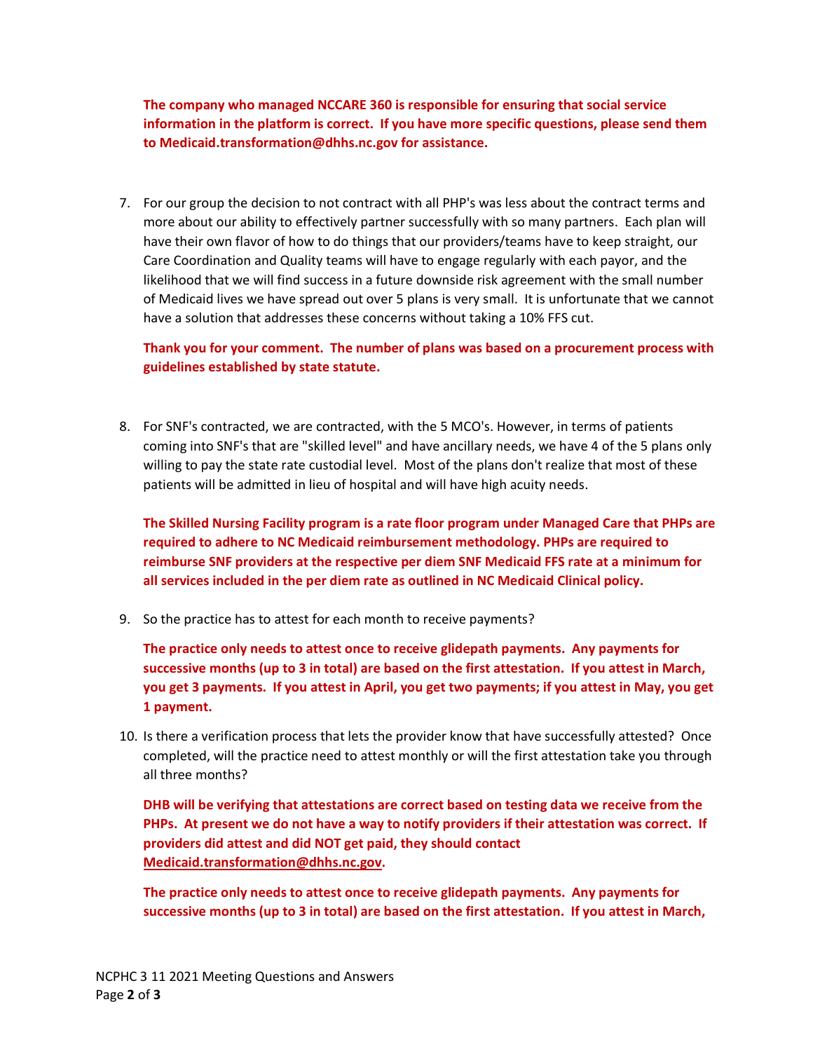**The company who managed NCCARE 360 is responsible for ensuring that social service information in the platform is correct. If you have more specific questions, please send them to Medicaid.transformation@dhhs.nc.gov for assistance.**

7. For our group the decision to not contract with all PHP's was less about the contract terms and more about our ability to effectively partner successfully with so many partners. Each plan will have their own flavor of how to do things that our providers/teams have to keep straight, our Care Coordination and Quality teams will have to engage regularly with each payor, and the likelihood that we will find success in a future downside risk agreement with the small number of Medicaid lives we have spread out over 5 plans is very small. It is unfortunate that we cannot have a solution that addresses these concerns without taking a 10% FFS cut.

   **Thank you for your comment. The number of plans was based on a procurement process with guidelines established by state statute.**

8. For SNF's contracted, we are contracted, with the 5 MCO's. However, in terms of patients coming into SNF's that are "skilled level" and have ancillary needs, we have 4 of the 5 plans only willing to pay the state rate custodial level. Most of the plans don't realize that most of these patients will be admitted in lieu of hospital and will have high acuity needs.

   **The Skilled Nursing Facility program is a rate floor program under Managed Care that PHPs are required to adhere to NC Medicaid reimbursement methodology. PHPs are required to reimburse SNF providers at the respective per diem SNF Medicaid FFS rate at a minimum for all services included in the per diem rate as outlined in NC Medicaid Clinical policy.**

9. So the practice has to attest for each month to receive payments?

   **The practice only needs to attest once to receive glidepath payments. Any payments for successive months (up to 3 in total) are based on the first attestation. If you attest in March, you get 3 payments. If you attest in April, you get two payments; if you attest in May, you get 1 payment.**

10. Is there a verification process that lets the provider know that have successfully attested? Once completed, will the practice need to attest monthly or will the first attestation take you through all three months?

    **DHB will be verifying that attestations are correct based on testing data we receive from the PHPs. At present we do not have a way to notify providers if their attestation was correct. If providers did attest and did NOT get paid, they should contact Medicaid.transformation@dhhs.nc.gov.**

    **The practice only needs to attest once to receive glidepath payments. Any payments for successive months (up to 3 in total) are based on the first attestation. If you attest in March,**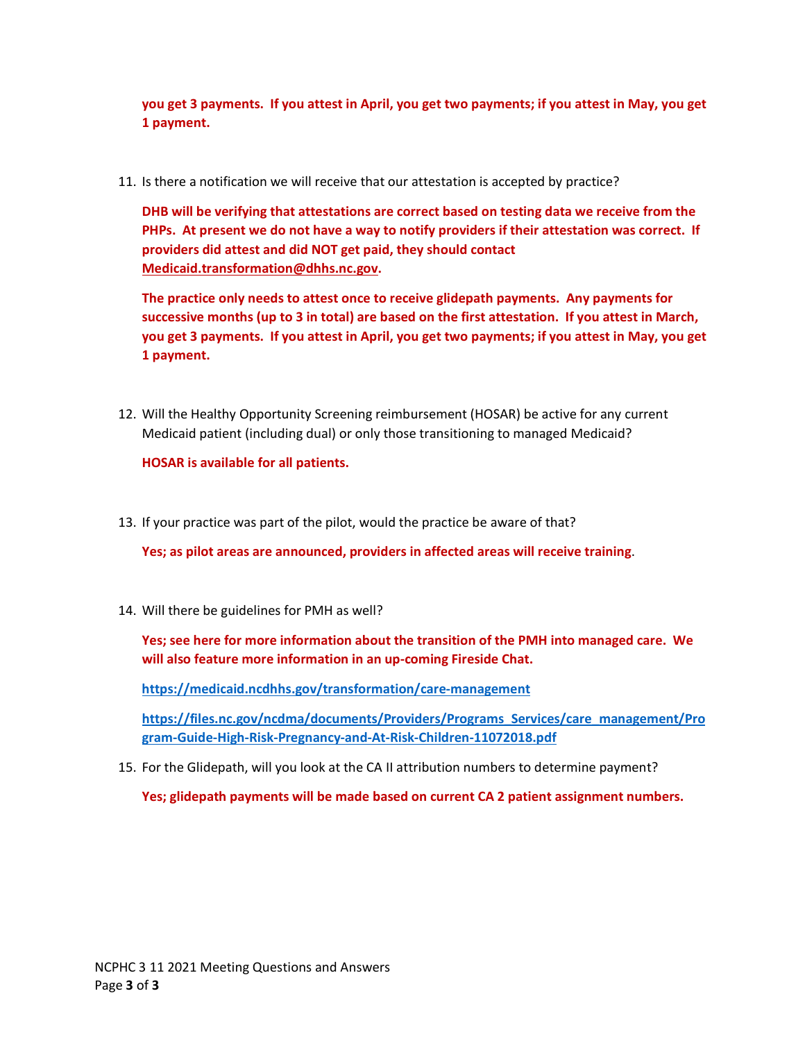**you get 3 payments. If you attest in April, you get two payments; if you attest in May, you get 1 payment.**

11. Is there a notification we will receive that our attestation is accepted by practice?

    **DHB will be verifying that attestations are correct based on testing data we receive from the PHPs. At present we do not have a way to notify providers if their attestation was correct. If providers did attest and did NOT get paid, they should contact Medicaid.transformation@dhhs.nc.gov.**

    **The practice only needs to attest once to receive glidepath payments. Any payments for successive months (up to 3 in total) are based on the first attestation. If you attest in March, you get 3 payments. If you attest in April, you get two payments; if you attest in May, you get 1 payment.**

12. Will the Healthy Opportunity Screening reimbursement (HOSAR) be active for any current Medicaid patient (including dual) or only those transitioning to managed Medicaid?

    **HOSAR is available for all patients.**

13. If your practice was part of the pilot, would the practice be aware of that?

    **Yes; as pilot areas are announced, providers in affected areas will receive training**.

14. Will there be guidelines for PMH as well?

    **Yes; see here for more information about the transition of the PMH into managed care. We will also feature more information in an up-coming Fireside Chat.**

    **https://medicaid.ncdhhs.gov/transformation/care-management**

    **https://files.nc.gov/ncdma/documents/Providers/Programs_Services/care_management/Program-Guide-High-Risk-Pregnancy-and-At-Risk-Children-11072018.pdf**

15. For the Glidepath, will you look at the CA II attribution numbers to determine payment?

    **Yes; glidepath payments will be made based on current CA 2 patient assignment numbers.**